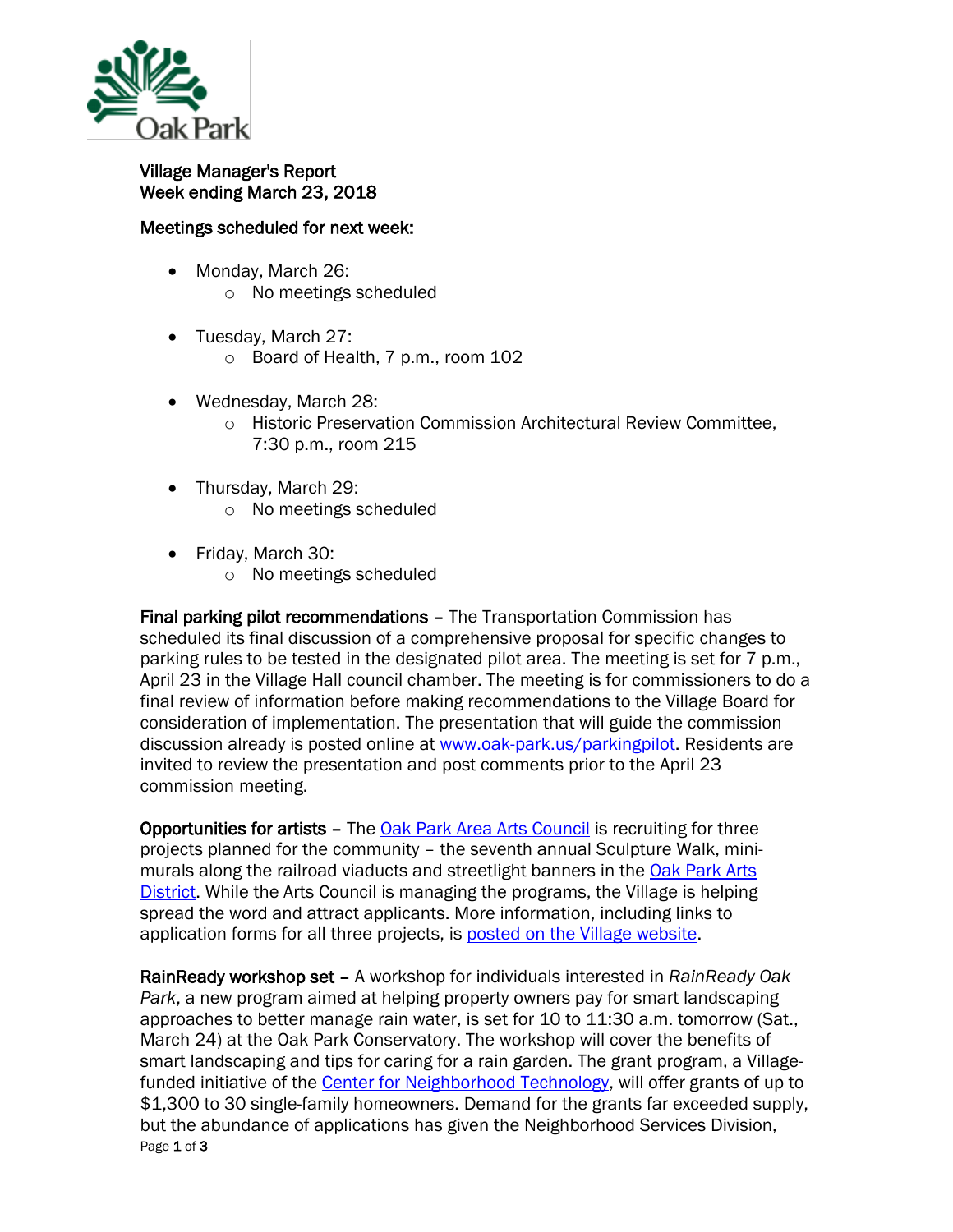Oak Park

Village Manager's Report
Week ending March 23, 2018

Meetings scheduled for next week:

- Monday, March 26:
  - No meetings scheduled
- Tuesday, March 27:
  - Board of Health, 7 p.m., room 102
- Wednesday, March 28:
  - Historic Preservation Commission Architectural Review Committee, 7:30 p.m., room 215
- Thursday, March 29:
  - No meetings scheduled
- Friday, March 30:
  - No meetings scheduled

**Final parking pilot recommendations** – The Transportation Commission has scheduled its final discussion of a comprehensive proposal for specific changes to parking rules to be tested in the designated pilot area. The meeting is set for 7 p.m., April 23 in the Village Hall council chamber. The meeting is for commissioners to do a final review of information before making recommendations to the Village Board for consideration of implementation. The presentation that will guide the commission discussion already is posted online at www.oak-park.us/parkingpilot. Residents are invited to review the presentation and post comments prior to the April 23 commission meeting.

**Opportunities for artists** – The Oak Park Area Arts Council is recruiting for three projects planned for the community – the seventh annual Sculpture Walk, mini-murals along the railroad viaducts and streetlight banners in the Oak Park Arts District. While the Arts Council is managing the programs, the Village is helping spread the word and attract applicants. More information, including links to application forms for all three projects, is posted on the Village website.

**RainReady workshop set** – A workshop for individuals interested in *RainReady Oak Park*, a new program aimed at helping property owners pay for smart landscaping approaches to better manage rain water, is set for 10 to 11:30 a.m. tomorrow (Sat., March 24) at the Oak Park Conservatory. The workshop will cover the benefits of smart landscaping and tips for caring for a rain garden. The grant program, a Village-funded initiative of the Center for Neighborhood Technology, will offer grants of up to $1,300 to 30 single-family homeowners. Demand for the grants far exceeded supply, but the abundance of applications has given the Neighborhood Services Division,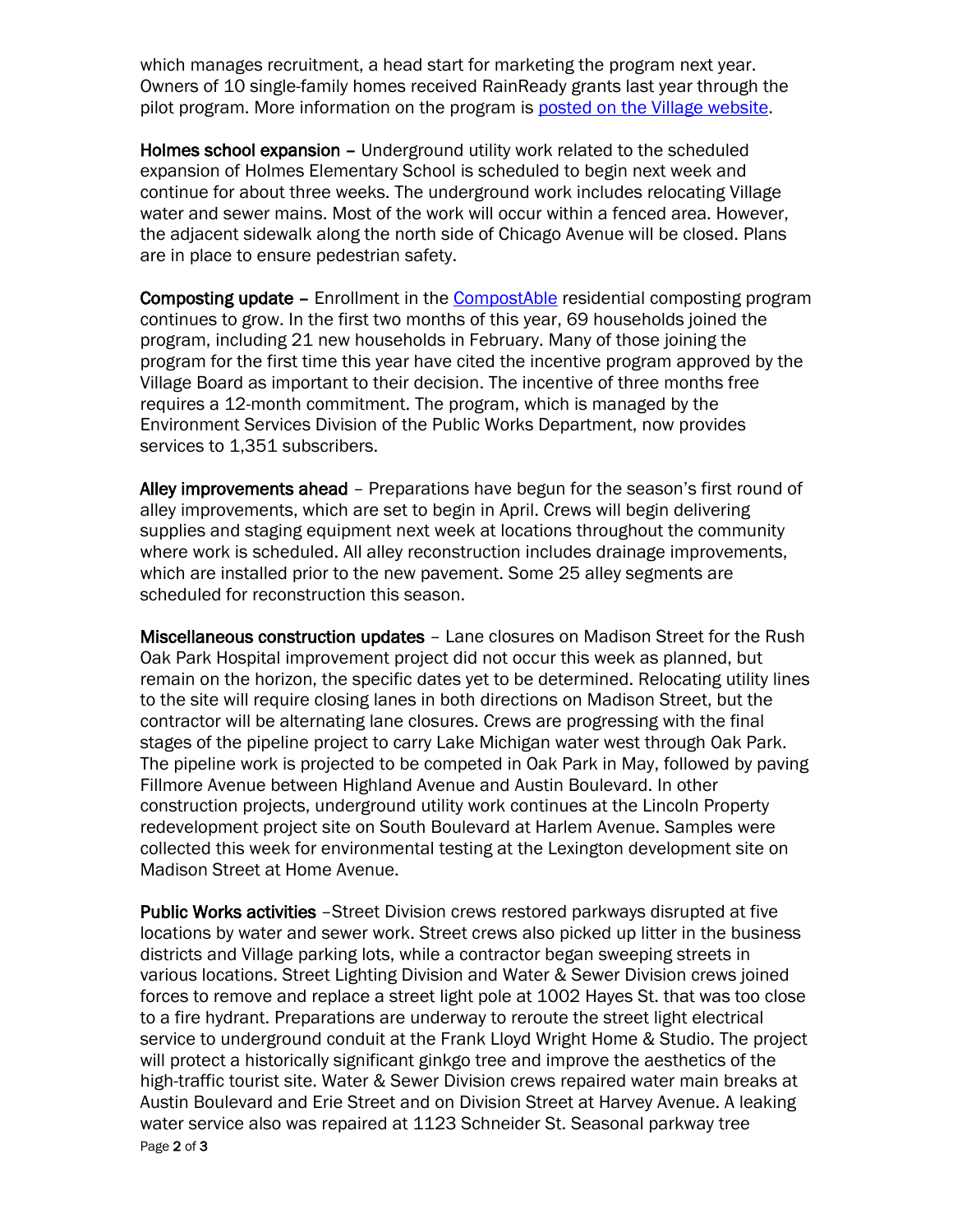which manages recruitment, a head start for marketing the program next year. Owners of 10 single-family homes received RainReady grants last year through the pilot program. More information on the program is [posted on the Village website](#).

**Holmes school expansion –** Underground utility work related to the scheduled expansion of Holmes Elementary School is scheduled to begin next week and continue for about three weeks. The underground work includes relocating Village water and sewer mains. Most of the work will occur within a fenced area. However, the adjacent sidewalk along the north side of Chicago Avenue will be closed. Plans are in place to ensure pedestrian safety.

**Composting update –** Enrollment in the [CompostAble](#) residential composting program continues to grow. In the first two months of this year, 69 households joined the program, including 21 new households in February. Many of those joining the program for the first time this year have cited the incentive program approved by the Village Board as important to their decision. The incentive of three months free requires a 12-month commitment. The program, which is managed by the Environment Services Division of the Public Works Department, now provides services to 1,351 subscribers.

**Alley improvements ahead** – Preparations have begun for the season's first round of alley improvements, which are set to begin in April. Crews will begin delivering supplies and staging equipment next week at locations throughout the community where work is scheduled. All alley reconstruction includes drainage improvements, which are installed prior to the new pavement. Some 25 alley segments are scheduled for reconstruction this season.

**Miscellaneous construction updates** – Lane closures on Madison Street for the Rush Oak Park Hospital improvement project did not occur this week as planned, but remain on the horizon, the specific dates yet to be determined. Relocating utility lines to the site will require closing lanes in both directions on Madison Street, but the contractor will be alternating lane closures. Crews are progressing with the final stages of the pipeline project to carry Lake Michigan water west through Oak Park. The pipeline work is projected to be competed in Oak Park in May, followed by paving Fillmore Avenue between Highland Avenue and Austin Boulevard. In other construction projects, underground utility work continues at the Lincoln Property redevelopment project site on South Boulevard at Harlem Avenue. Samples were collected this week for environmental testing at the Lexington development site on Madison Street at Home Avenue.

**Public Works activities** –Street Division crews restored parkways disrupted at five locations by water and sewer work. Street crews also picked up litter in the business districts and Village parking lots, while a contractor began sweeping streets in various locations. Street Lighting Division and Water & Sewer Division crews joined forces to remove and replace a street light pole at 1002 Hayes St. that was too close to a fire hydrant. Preparations are underway to reroute the street light electrical service to underground conduit at the Frank Lloyd Wright Home & Studio. The project will protect a historically significant ginkgo tree and improve the aesthetics of the high-traffic tourist site. Water & Sewer Division crews repaired water main breaks at Austin Boulevard and Erie Street and on Division Street at Harvey Avenue. A leaking water service also was repaired at 1123 Schneider St. Seasonal parkway tree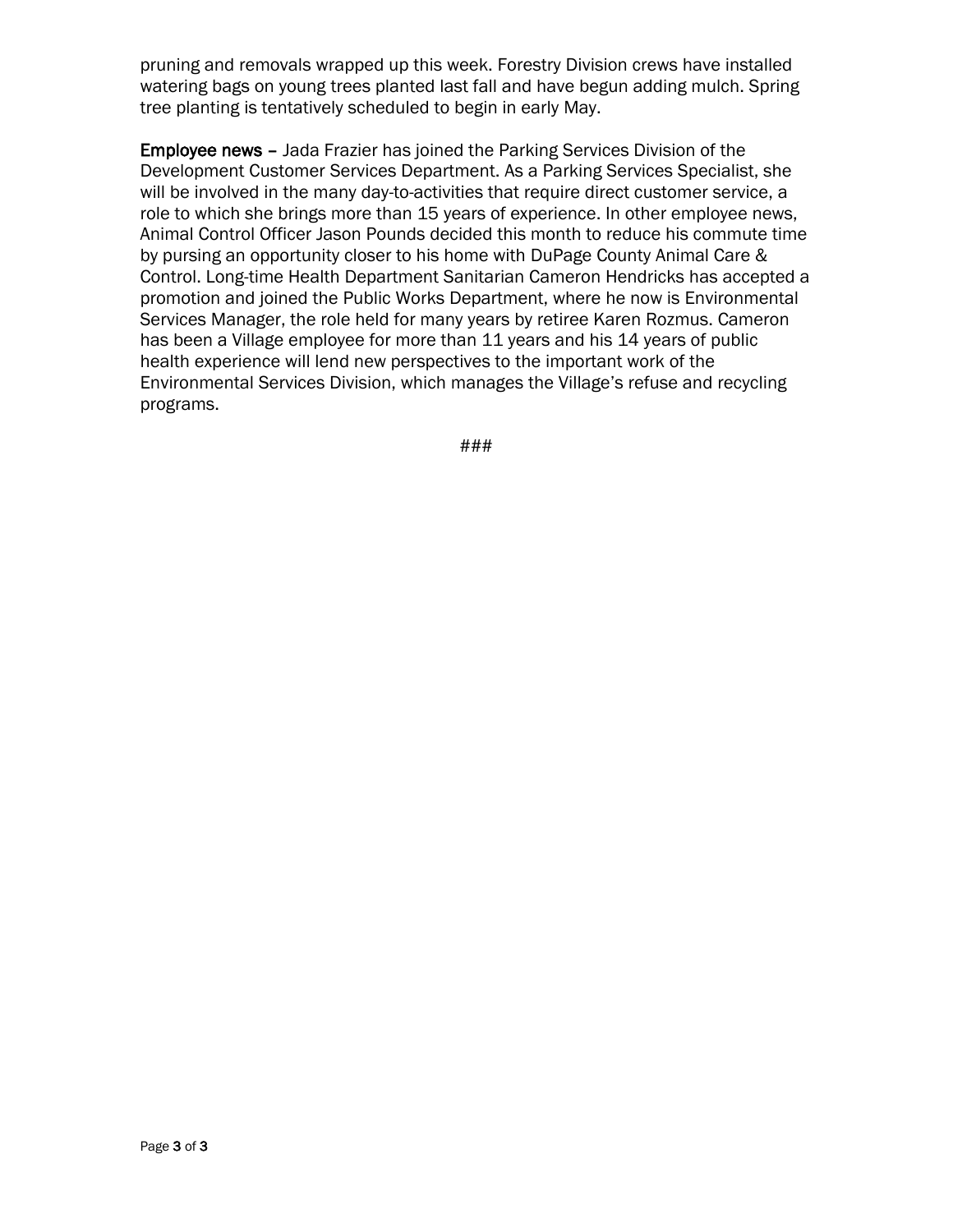pruning and removals wrapped up this week. Forestry Division crews have installed watering bags on young trees planted last fall and have begun adding mulch. Spring tree planting is tentatively scheduled to begin in early May.

**Employee news –** Jada Frazier has joined the Parking Services Division of the Development Customer Services Department. As a Parking Services Specialist, she will be involved in the many day-to-activities that require direct customer service, a role to which she brings more than 15 years of experience. In other employee news, Animal Control Officer Jason Pounds decided this month to reduce his commute time by pursing an opportunity closer to his home with DuPage County Animal Care & Control. Long-time Health Department Sanitarian Cameron Hendricks has accepted a promotion and joined the Public Works Department, where he now is Environmental Services Manager, the role held for many years by retiree Karen Rozmus. Cameron has been a Village employee for more than 11 years and his 14 years of public health experience will lend new perspectives to the important work of the Environmental Services Division, which manages the Village's refuse and recycling programs.

###